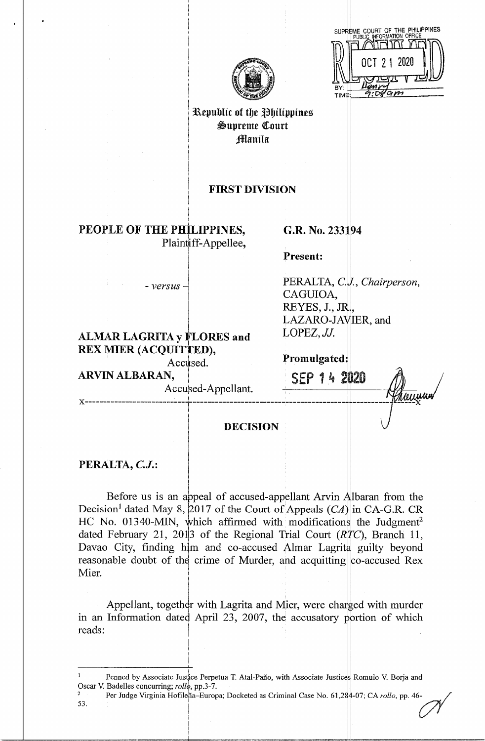Republic of the Philippines
Supreme Court
Manila

## FIRST DIVISION

**PEOPLE OF THE PHILIPPINES,**
Plaintiff-Appellee,

- *versus* -

**ALMAR LAGRITA y FLORES and REX MIER (ACQUITTED),**
Accused.
**ARVIN ALBARAN,**
Accused-Appellant.

**G.R. No. 233194**

**Present:**

PERALTA, *C.J., Chairperson,*
CAGUIOA,
REYES, J., JR.,
LAZARO-JAVIER, and
LOPEZ, *JJ.*

**Promulgated:**

SEP 14 2020

x-----------------------------------------------------------------------------------------x

## DECISION

**PERALTA, *C.J.*:**

Before us is an appeal of accused-appellant Arvin Albaran from the Decision[1] dated May 8, 2017 of the Court of Appeals (*CA*) in CA-G.R. CR HC No. 01340-MIN, which affirmed with modifications the Judgment[2] dated February 21, 2013 of the Regional Trial Court (*RTC*), Branch 11, Davao City, finding him and co-accused Almar Lagrita guilty beyond reasonable doubt of the crime of Murder, and acquitting co-accused Rex Mier.

Appellant, together with Lagrita and Mier, were charged with murder in an Information dated April 23, 2007, the accusatory portion of which reads:

---

[1] Penned by Associate Justice Perpetua T. Atal-Paño, with Associate Justices Romulo V. Borja and Oscar V. Badelles concurring; *rollo*, pp.3-7.

[2] Per Judge Virginia Hofileña–Europa; Docketed as Criminal Case No. 61,284-07; CA *rollo*, pp. 46-53.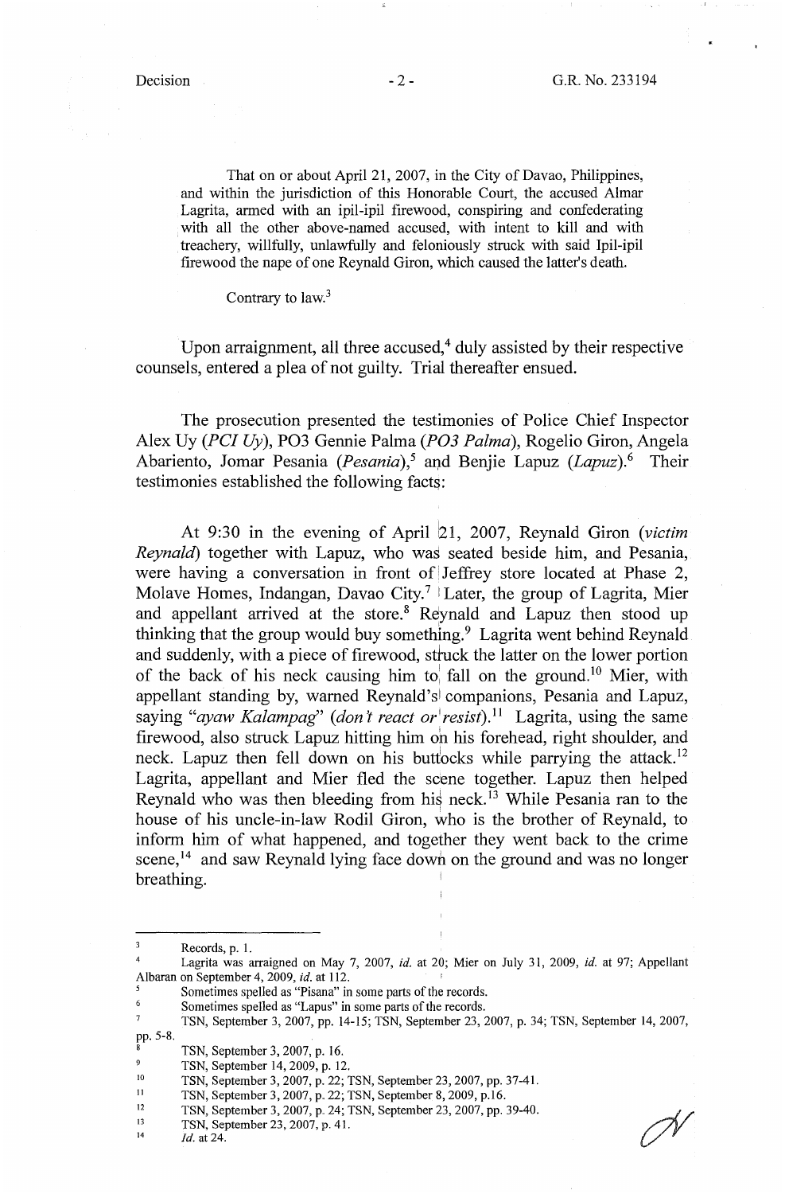That on or about April 21, 2007, in the City of Davao, Philippines, and within the jurisdiction of this Honorable Court, the accused Almar Lagrita, armed with an ipil-ipil firewood, conspiring and confederating with all the other above-named accused, with intent to kill and with treachery, willfully, unlawfully and feloniously struck with said Ipil-ipil firewood the nape of one Reynald Giron, which caused the latter's death.

Contrary to law.[3]

Upon arraignment, all three accused,[4] duly assisted by their respective counsels, entered a plea of not guilty. Trial thereafter ensued.

The prosecution presented the testimonies of Police Chief Inspector Alex Uy (*PCI Uy*), PO3 Gennie Palma (*PO3 Palma*), Rogelio Giron, Angela Abariento, Jomar Pesania (*Pesania*),[5] and Benjie Lapuz (*Lapuz*).[6] Their testimonies established the following facts:

At 9:30 in the evening of April 21, 2007, Reynald Giron (*victim Reynald*) together with Lapuz, who was seated beside him, and Pesania, were having a conversation in front of Jeffrey store located at Phase 2, Molave Homes, Indangan, Davao City.[7] Later, the group of Lagrita, Mier and appellant arrived at the store.[8] Reynald and Lapuz then stood up thinking that the group would buy something.[9] Lagrita went behind Reynald and suddenly, with a piece of firewood, struck the latter on the lower portion of the back of his neck causing him to fall on the ground.[10] Mier, with appellant standing by, warned Reynald's companions, Pesania and Lapuz, saying "*ayaw Kalampag*" (*don't react or resist*).[11] Lagrita, using the same firewood, also struck Lapuz hitting him on his forehead, right shoulder, and neck. Lapuz then fell down on his buttocks while parrying the attack.[12] Lagrita, appellant and Mier fled the scene together. Lapuz then helped Reynald who was then bleeding from his neck.[13] While Pesania ran to the house of his uncle-in-law Rodil Giron, who is the brother of Reynald, to inform him of what happened, and together they went back to the crime scene,[14] and saw Reynald lying face down on the ground and was no longer breathing.

---

[3] Records, p. 1.

[4] Lagrita was arraigned on May 7, 2007, *id.* at 20; Mier on July 31, 2009, *id.* at 97; Appellant Albaran on September 4, 2009, *id.* at 112.

[5] Sometimes spelled as "Pisana" in some parts of the records.

[6] Sometimes spelled as "Lapus" in some parts of the records.

[7] TSN, September 3, 2007, pp. 14-15; TSN, September 23, 2007, p. 34; TSN, September 14, 2007, pp. 5-8.

[8] TSN, September 3, 2007, p. 16.

[9] TSN, September 14, 2009, p. 12.

[10] TSN, September 3, 2007, p. 22; TSN, September 23, 2007, pp. 37-41.

[11] TSN, September 3, 2007, p. 22; TSN, September 8, 2009, p.16.

[12] TSN, September 3, 2007, p. 24; TSN, September 23, 2007, pp. 39-40.

[13] TSN, September 23, 2007, p. 41.

[14] *Id.* at 24.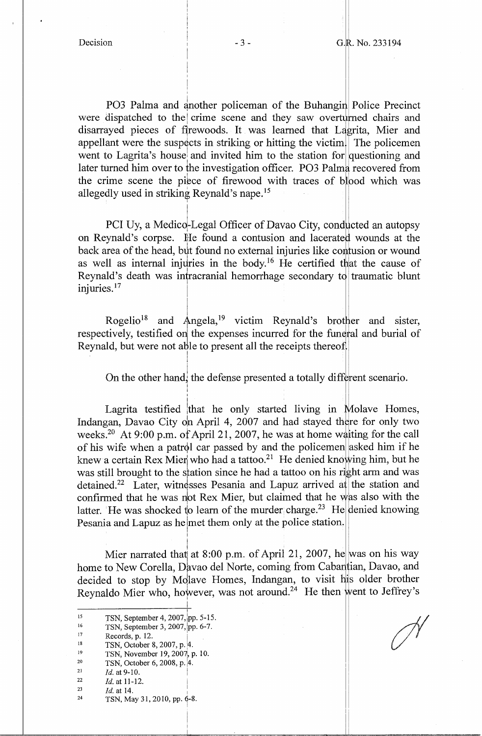PO3 Palma and another policeman of the Buhangin Police Precinct were dispatched to the crime scene and they saw overturned chairs and disarrayed pieces of firewoods. It was learned that Lagrita, Mier and appellant were the suspects in striking or hitting the victim. The policemen went to Lagrita's house and invited him to the station for questioning and later turned him over to the investigation officer. PO3 Palma recovered from the crime scene the piece of firewood with traces of blood which was allegedly used in striking Reynald's nape.[15]

PCI Uy, a Medico-Legal Officer of Davao City, conducted an autopsy on Reynald's corpse. He found a contusion and lacerated wounds at the back area of the head, but found no external injuries like contusion or wound as well as internal injuries in the body.[16] He certified that the cause of Reynald's death was intracranial hemorrhage secondary to traumatic blunt injuries.[17]

Rogelio[18] and Angela,[19] victim Reynald's brother and sister, respectively, testified on the expenses incurred for the funeral and burial of Reynald, but were not able to present all the receipts thereof.

On the other hand, the defense presented a totally different scenario.

Lagrita testified that he only started living in Molave Homes, Indangan, Davao City on April 4, 2007 and had stayed there for only two weeks.[20] At 9:00 p.m. of April 21, 2007, he was at home waiting for the call of his wife when a patrol car passed by and the policemen asked him if he knew a certain Rex Mier who had a tattoo.[21] He denied knowing him, but he was still brought to the station since he had a tattoo on his right arm and was detained.[22] Later, witnesses Pesania and Lapuz arrived at the station and confirmed that he was not Rex Mier, but claimed that he was also with the latter. He was shocked to learn of the murder charge.[23] He denied knowing Pesania and Lapuz as he met them only at the police station.

Mier narrated that at 8:00 p.m. of April 21, 2007, he was on his way home to New Corella, Davao del Norte, coming from Cabantian, Davao, and decided to stop by Molave Homes, Indangan, to visit his older brother Reynaldo Mier who, however, was not around.[24] He then went to Jeffrey's

---

[15] TSN, September 4, 2007, pp. 5-15.
[16] TSN, September 3, 2007, pp. 6-7.
[17] Records, p. 12.
[18] TSN, October 8, 2007, p. 4.
[19] TSN, November 19, 2007, p. 10.
[20] TSN, October 6, 2008, p. 4.
[21] *Id.* at 9-10.
[22] *Id.* at 11-12.
[23] *Id.* at 14.
[24] TSN, May 31, 2010, pp. 6-8.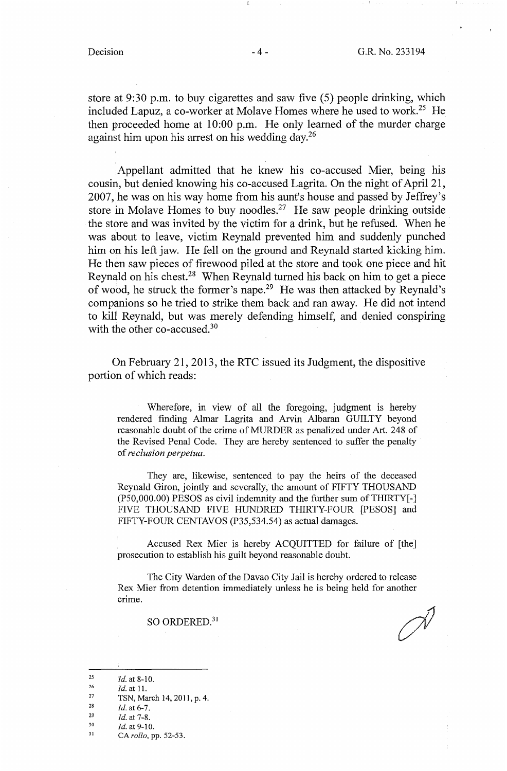store at 9:30 p.m. to buy cigarettes and saw five (5) people drinking, which included Lapuz, a co-worker at Molave Homes where he used to work.[25] He then proceeded home at 10:00 p.m. He only learned of the murder charge against him upon his arrest on his wedding day.[26]

Appellant admitted that he knew his co-accused Mier, being his cousin, but denied knowing his co-accused Lagrita. On the night of April 21, 2007, he was on his way home from his aunt's house and passed by Jeffrey's store in Molave Homes to buy noodles.[27] He saw people drinking outside the store and was invited by the victim for a drink, but he refused. When he was about to leave, victim Reynald prevented him and suddenly punched him on his left jaw. He fell on the ground and Reynald started kicking him. He then saw pieces of firewood piled at the store and took one piece and hit Reynald on his chest.[28] When Reynald turned his back on him to get a piece of wood, he struck the former's nape.[29] He was then attacked by Reynald's companions so he tried to strike them back and ran away. He did not intend to kill Reynald, but was merely defending himself, and denied conspiring with the other co-accused.[30]

On February 21, 2013, the RTC issued its Judgment, the dispositive portion of which reads:

> Wherefore, in view of all the foregoing, judgment is hereby rendered finding Almar Lagrita and Arvin Albaran GUILTY beyond reasonable doubt of the crime of MURDER as penalized under Art. 248 of the Revised Penal Code. They are hereby sentenced to suffer the penalty of *reclusion perpetua*.
>
> They are, likewise, sentenced to pay the heirs of the deceased Reynald Giron, jointly and severally, the amount of FIFTY THOUSAND (P50,000.00) PESOS as civil indemnity and the further sum of THIRTY[-] FIVE THOUSAND FIVE HUNDRED THIRTY-FOUR [PESOS] and FIFTY-FOUR CENTAVOS (P35,534.54) as actual damages.
>
> Accused Rex Mier is hereby ACQUITTED for failure of [the] prosecution to establish his guilt beyond reasonable doubt.
>
> The City Warden of the Davao City Jail is hereby ordered to release Rex Mier from detention immediately unless he is being held for another crime.
>
> SO ORDERED.[31]

---

[25] *Id.* at 8-10.

[26] *Id.* at 11.

[27] TSN, March 14, 2011, p. 4.

[28] *Id.* at 6-7.

[29] *Id.* at 7-8.

[30] *Id.* at 9-10.

[31] CA *rollo*, pp. 52-53.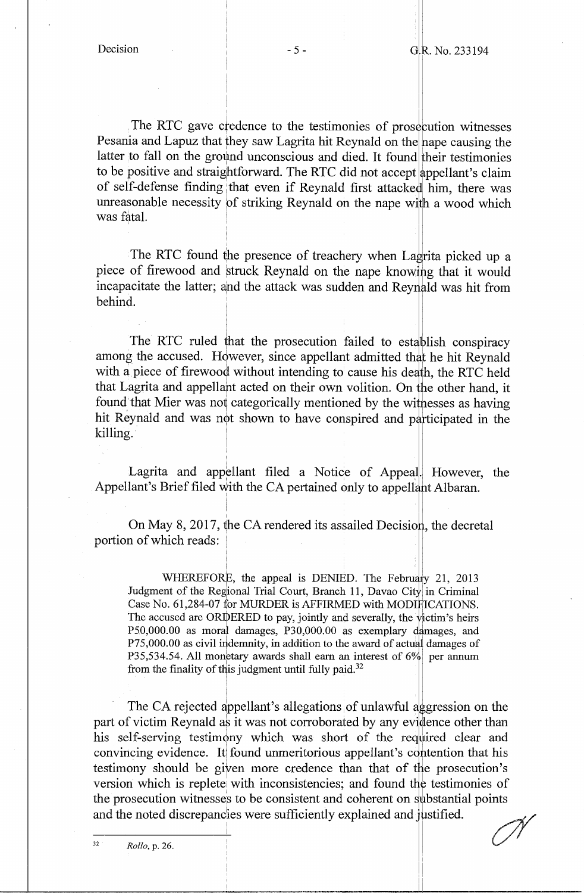The RTC gave credence to the testimonies of prosecution witnesses Pesania and Lapuz that they saw Lagrita hit Reynald on the nape causing the latter to fall on the ground unconscious and died. It found their testimonies to be positive and straightforward. The RTC did not accept appellant's claim of self-defense finding that even if Reynald first attacked him, there was unreasonable necessity of striking Reynald on the nape with a wood which was fatal.

The RTC found the presence of treachery when Lagrita picked up a piece of firewood and struck Reynald on the nape knowing that it would incapacitate the latter; and the attack was sudden and Reynald was hit from behind.

The RTC ruled that the prosecution failed to establish conspiracy among the accused. However, since appellant admitted that he hit Reynald with a piece of firewood without intending to cause his death, the RTC held that Lagrita and appellant acted on their own volition. On the other hand, it found that Mier was not categorically mentioned by the witnesses as having hit Reynald and was not shown to have conspired and participated in the killing.

Lagrita and appellant filed a Notice of Appeal. However, the Appellant's Brief filed with the CA pertained only to appellant Albaran.

On May 8, 2017, the CA rendered its assailed Decision, the decretal portion of which reads:

> WHEREFORE, the appeal is DENIED. The February 21, 2013 Judgment of the Regional Trial Court, Branch 11, Davao City in Criminal Case No. 61,284-07 for MURDER is AFFIRMED with MODIFICATIONS. The accused are ORDERED to pay, jointly and severally, the victim's heirs P50,000.00 as moral damages, P30,000.00 as exemplary damages, and P75,000.00 as civil indemnity, in addition to the award of actual damages of P35,534.54. All monetary awards shall earn an interest of 6% per annum from the finality of this judgment until fully paid.[32]

The CA rejected appellant's allegations of unlawful aggression on the part of victim Reynald as it was not corroborated by any evidence other than his self-serving testimony which was short of the required clear and convincing evidence. It found unmeritorious appellant's contention that his testimony should be given more credence than that of the prosecution's version which is replete with inconsistencies; and found the testimonies of the prosecution witnesses to be consistent and coherent on substantial points and the noted discrepancies were sufficiently explained and justified.

---

[32] *Rollo*, p. 26.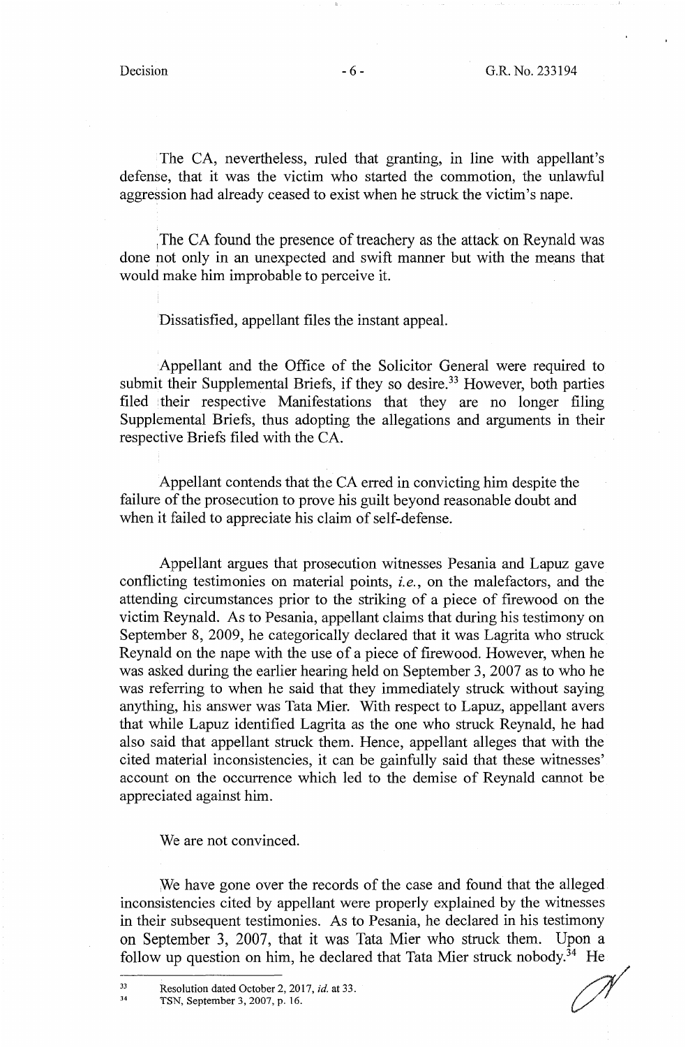The CA, nevertheless, ruled that granting, in line with appellant's defense, that it was the victim who started the commotion, the unlawful aggression had already ceased to exist when he struck the victim's nape.

The CA found the presence of treachery as the attack on Reynald was done not only in an unexpected and swift manner but with the means that would make him improbable to perceive it.

Dissatisfied, appellant files the instant appeal.

Appellant and the Office of the Solicitor General were required to submit their Supplemental Briefs, if they so desire.[33] However, both parties filed their respective Manifestations that they are no longer filing Supplemental Briefs, thus adopting the allegations and arguments in their respective Briefs filed with the CA.

Appellant contends that the CA erred in convicting him despite the failure of the prosecution to prove his guilt beyond reasonable doubt and when it failed to appreciate his claim of self-defense.

Appellant argues that prosecution witnesses Pesania and Lapuz gave conflicting testimonies on material points, *i.e.*, on the malefactors, and the attending circumstances prior to the striking of a piece of firewood on the victim Reynald. As to Pesania, appellant claims that during his testimony on September 8, 2009, he categorically declared that it was Lagrita who struck Reynald on the nape with the use of a piece of firewood. However, when he was asked during the earlier hearing held on September 3, 2007 as to who he was referring to when he said that they immediately struck without saying anything, his answer was Tata Mier. With respect to Lapuz, appellant avers that while Lapuz identified Lagrita as the one who struck Reynald, he had also said that appellant struck them. Hence, appellant alleges that with the cited material inconsistencies, it can be gainfully said that these witnesses' account on the occurrence which led to the demise of Reynald cannot be appreciated against him.

We are not convinced.

We have gone over the records of the case and found that the alleged inconsistencies cited by appellant were properly explained by the witnesses in their subsequent testimonies. As to Pesania, he declared in his testimony on September 3, 2007, that it was Tata Mier who struck them. Upon a follow up question on him, he declared that Tata Mier struck nobody.[34] He

---

[33] Resolution dated October 2, 2017, *id.* at 33.

[34] TSN, September 3, 2007, p. 16.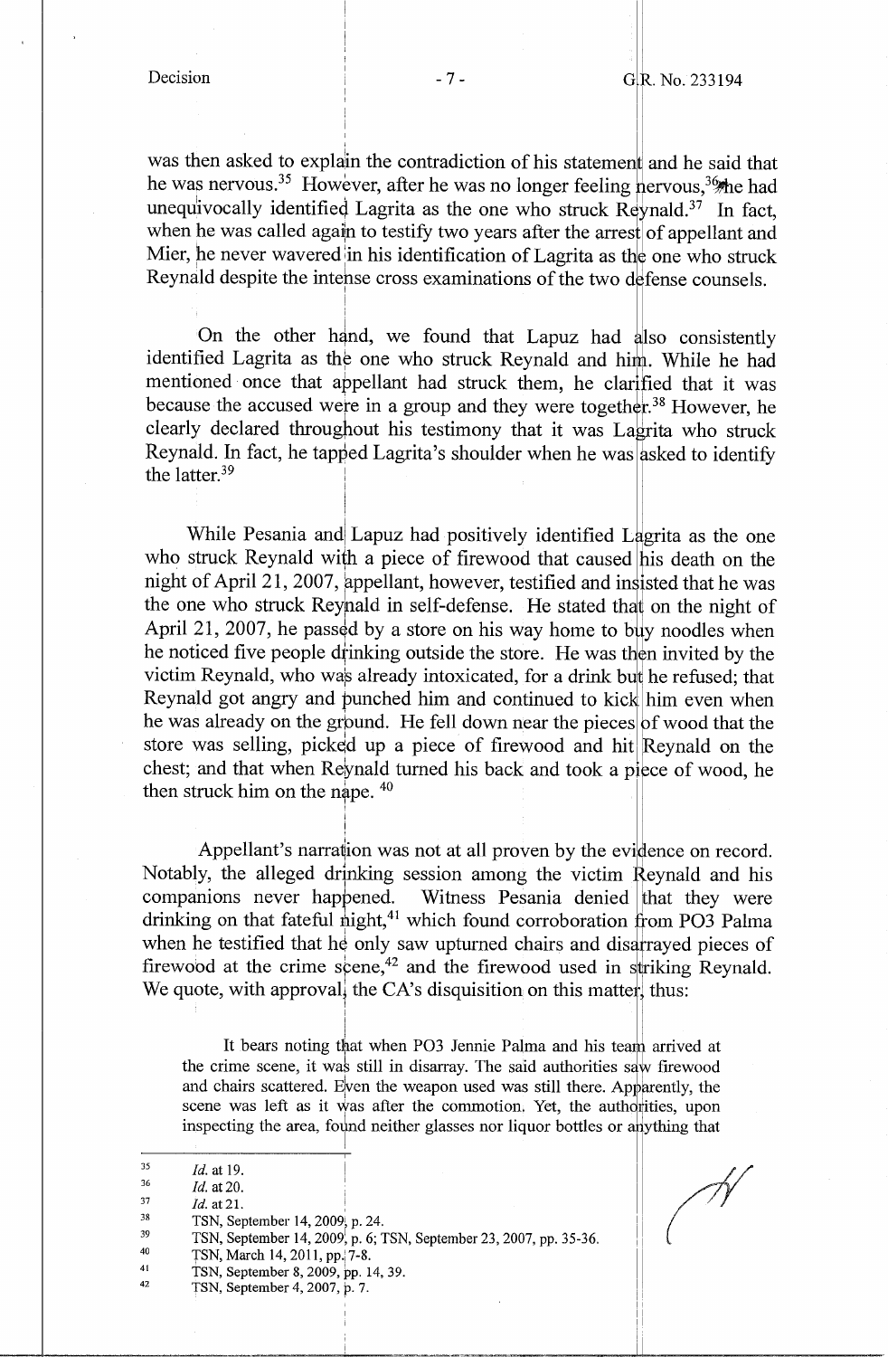was then asked to explain the contradiction of his statement and he said that he was nervous.[35] However, after he was no longer feeling nervous,[36] he had unequivocally identified Lagrita as the one who struck Reynald.[37] In fact, when he was called again to testify two years after the arrest of appellant and Mier, he never wavered in his identification of Lagrita as the one who struck Reynald despite the intense cross examinations of the two defense counsels.

On the other hand, we found that Lapuz had also consistently identified Lagrita as the one who struck Reynald and him. While he had mentioned once that appellant had struck them, he clarified that it was because the accused were in a group and they were together.[38] However, he clearly declared throughout his testimony that it was Lagrita who struck Reynald. In fact, he tapped Lagrita's shoulder when he was asked to identify the latter.[39]

While Pesania and Lapuz had positively identified Lagrita as the one who struck Reynald with a piece of firewood that caused his death on the night of April 21, 2007, appellant, however, testified and insisted that he was the one who struck Reynald in self-defense. He stated that on the night of April 21, 2007, he passed by a store on his way home to buy noodles when he noticed five people drinking outside the store. He was then invited by the victim Reynald, who was already intoxicated, for a drink but he refused; that Reynald got angry and punched him and continued to kick him even when he was already on the ground. He fell down near the pieces of wood that the store was selling, picked up a piece of firewood and hit Reynald on the chest; and that when Reynald turned his back and took a piece of wood, he then struck him on the nape.[40]

Appellant's narration was not at all proven by the evidence on record. Notably, the alleged drinking session among the victim Reynald and his companions never happened. Witness Pesania denied that they were drinking on that fateful night,[41] which found corroboration from PO3 Palma when he testified that he only saw upturned chairs and disarrayed pieces of firewood at the crime scene,[42] and the firewood used in striking Reynald. We quote, with approval, the CA's disquisition on this matter, thus:

> It bears noting that when PO3 Jennie Palma and his team arrived at the crime scene, it was still in disarray. The said authorities saw firewood and chairs scattered. Even the weapon used was still there. Apparently, the scene was left as it was after the commotion. Yet, the authorities, upon inspecting the area, found neither glasses nor liquor bottles or anything that

---

[35] *Id.* at 19.

[36] *Id.* at 20.

[37] *Id.* at 21.

[38] TSN, September 14, 2009, p. 24.

[39] TSN, September 14, 2009, p. 6; TSN, September 23, 2007, pp. 35-36.

[40] TSN, March 14, 2011, pp. 7-8.

[41] TSN, September 8, 2009, pp. 14, 39.

[42] TSN, September 4, 2007, p. 7.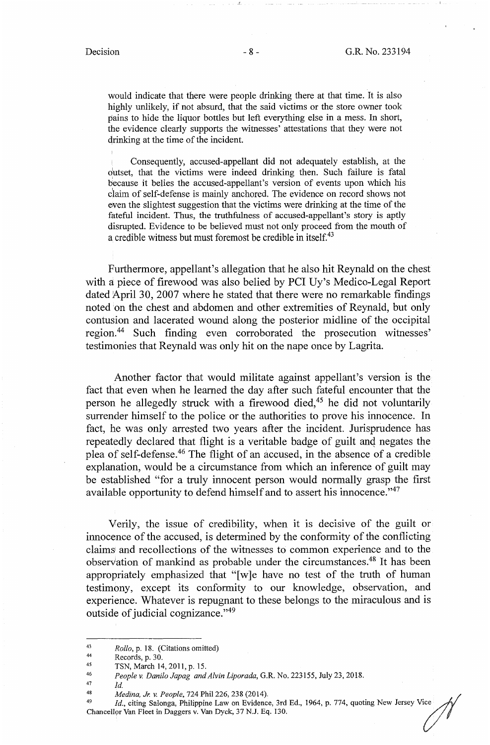would indicate that there were people drinking there at that time. It is also highly unlikely, if not absurd, that the said victims or the store owner took pains to hide the liquor bottles but left everything else in a mess. In short, the evidence clearly supports the witnesses' attestations that they were not drinking at the time of the incident.

> Consequently, accused-appellant did not adequately establish, at the outset, that the victims were indeed drinking then. Such failure is fatal because it belies the accused-appellant's version of events upon which his claim of self-defense is mainly anchored. The evidence on record shows not even the slightest suggestion that the victims were drinking at the time of the fateful incident. Thus, the truthfulness of accused-appellant's story is aptly disrupted. Evidence to be believed must not only proceed from the mouth of a credible witness but must foremost be credible in itself.[43]

Furthermore, appellant's allegation that he also hit Reynald on the chest with a piece of firewood was also belied by PCI Uy's Medico-Legal Report dated April 30, 2007 where he stated that there were no remarkable findings noted on the chest and abdomen and other extremities of Reynald, but only contusion and lacerated wound along the posterior midline of the occipital region.[44] Such finding even corroborated the prosecution witnesses' testimonies that Reynald was only hit on the nape once by Lagrita.

Another factor that would militate against appellant's version is the fact that even when he learned the day after such fateful encounter that the person he allegedly struck with a firewood died,[45] he did not voluntarily surrender himself to the police or the authorities to prove his innocence. In fact, he was only arrested two years after the incident. Jurisprudence has repeatedly declared that flight is a veritable badge of guilt and negates the plea of self-defense.[46] The flight of an accused, in the absence of a credible explanation, would be a circumstance from which an inference of guilt may be established "for a truly innocent person would normally grasp the first available opportunity to defend himself and to assert his innocence."[47]

Verily, the issue of credibility, when it is decisive of the guilt or innocence of the accused, is determined by the conformity of the conflicting claims and recollections of the witnesses to common experience and to the observation of mankind as probable under the circumstances.[48] It has been appropriately emphasized that "[w]e have no test of the truth of human testimony, except its conformity to our knowledge, observation, and experience. Whatever is repugnant to these belongs to the miraculous and is outside of judicial cognizance."[49]

---

[43] *Rollo*, p. 18. (Citations omitted)

[44] Records, p. 30.

[45] TSN, March 14, 2011, p. 15.

[46] *People v. Danilo Japag and Alvin Liporada*, G.R. No. 223155, July 23, 2018.

[47] *Id.*

[48] *Medina, Jr. v. People*, 724 Phil 226, 238 (2014).

[49] *Id.*, citing Salonga, Philippine Law on Evidence, 3rd Ed., 1964, p. 774, quoting New Jersey Vice Chancellor Van Fleet in Daggers v. Van Dyck, 37 N.J. Eq. 130.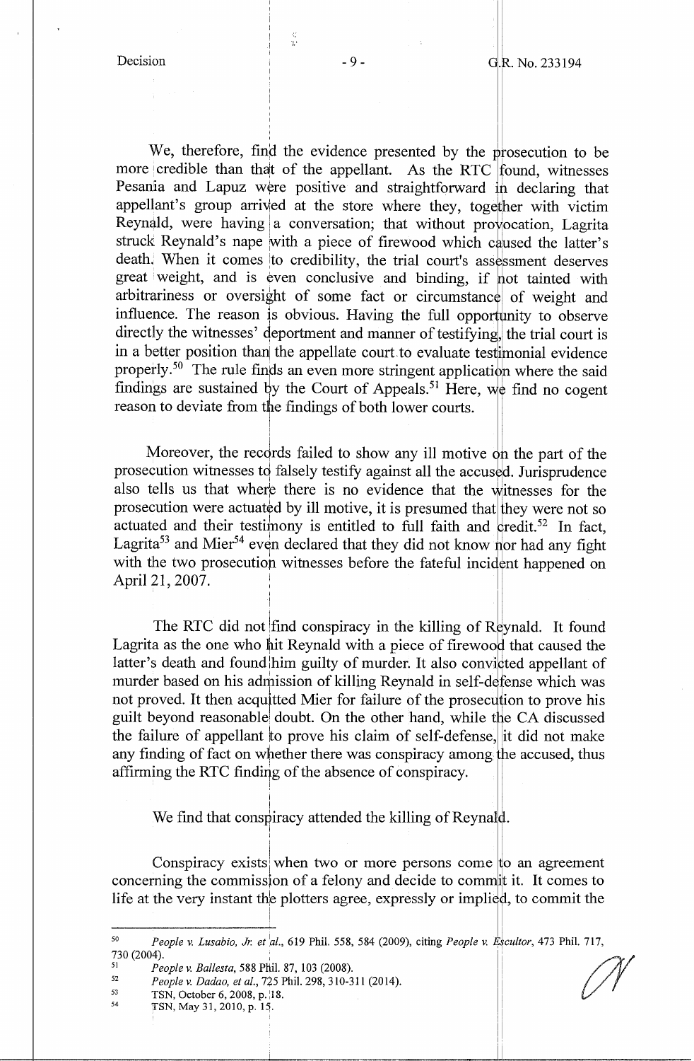We, therefore, find the evidence presented by the prosecution to be more credible than that of the appellant. As the RTC found, witnesses Pesania and Lapuz were positive and straightforward in declaring that appellant's group arrived at the store where they, together with victim Reynald, were having a conversation; that without provocation, Lagrita struck Reynald's nape with a piece of firewood which caused the latter's death. When it comes to credibility, the trial court's assessment deserves great weight, and is even conclusive and binding, if not tainted with arbitrariness or oversight of some fact or circumstance of weight and influence. The reason is obvious. Having the full opportunity to observe directly the witnesses' deportment and manner of testifying, the trial court is in a better position than the appellate court to evaluate testimonial evidence properly.[50] The rule finds an even more stringent application where the said findings are sustained by the Court of Appeals.[51] Here, we find no cogent reason to deviate from the findings of both lower courts.

Moreover, the records failed to show any ill motive on the part of the prosecution witnesses to falsely testify against all the accused. Jurisprudence also tells us that where there is no evidence that the witnesses for the prosecution were actuated by ill motive, it is presumed that they were not so actuated and their testimony is entitled to full faith and credit.[52] In fact, Lagrita[53] and Mier[54] even declared that they did not know nor had any fight with the two prosecution witnesses before the fateful incident happened on April 21, 2007.

The RTC did not find conspiracy in the killing of Reynald. It found Lagrita as the one who hit Reynald with a piece of firewood that caused the latter's death and found him guilty of murder. It also convicted appellant of murder based on his admission of killing Reynald in self-defense which was not proved. It then acquitted Mier for failure of the prosecution to prove his guilt beyond reasonable doubt. On the other hand, while the CA discussed the failure of appellant to prove his claim of self-defense, it did not make any finding of fact on whether there was conspiracy among the accused, thus affirming the RTC finding of the absence of conspiracy.

We find that conspiracy attended the killing of Reynald.

Conspiracy exists when two or more persons come to an agreement concerning the commission of a felony and decide to commit it. It comes to life at the very instant the plotters agree, expressly or implied, to commit the

---

[50] *People v. Lusabio, Jr. et al.*, 619 Phil. 558, 584 (2009), citing *People v. Escultor*, 473 Phil. 717, 730 (2004).

[51] *People v. Ballesta*, 588 Phil. 87, 103 (2008).

[52] *People v. Dadao, et al.*, 725 Phil. 298, 310-311 (2014).

[53] TSN, October 6, 2008, p. 18.

[54] TSN, May 31, 2010, p. 15.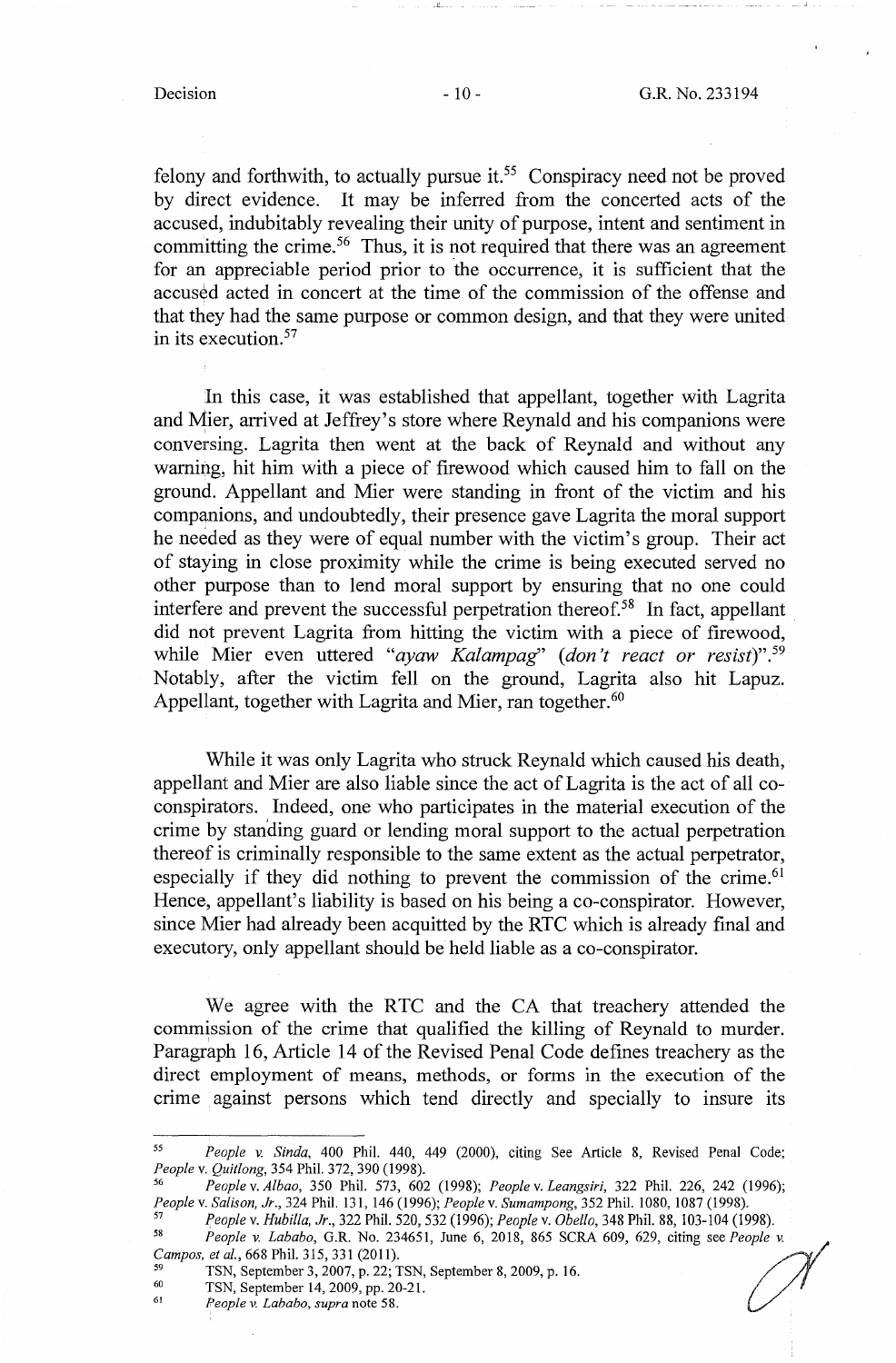felony and forthwith, to actually pursue it.[55] Conspiracy need not be proved by direct evidence. It may be inferred from the concerted acts of the accused, indubitably revealing their unity of purpose, intent and sentiment in committing the crime.[56] Thus, it is not required that there was an agreement for an appreciable period prior to the occurrence, it is sufficient that the accused acted in concert at the time of the commission of the offense and that they had the same purpose or common design, and that they were united in its execution.[57]

In this case, it was established that appellant, together with Lagrita and Mier, arrived at Jeffrey's store where Reynald and his companions were conversing. Lagrita then went at the back of Reynald and without any warning, hit him with a piece of firewood which caused him to fall on the ground. Appellant and Mier were standing in front of the victim and his companions, and undoubtedly, their presence gave Lagrita the moral support he needed as they were of equal number with the victim's group. Their act of staying in close proximity while the crime is being executed served no other purpose than to lend moral support by ensuring that no one could interfere and prevent the successful perpetration thereof.[58] In fact, appellant did not prevent Lagrita from hitting the victim with a piece of firewood, while Mier even uttered "*ayaw Kalampag*" (*don't react or resist*)".[59] Notably, after the victim fell on the ground, Lagrita also hit Lapuz. Appellant, together with Lagrita and Mier, ran together.[60]

While it was only Lagrita who struck Reynald which caused his death, appellant and Mier are also liable since the act of Lagrita is the act of all co-conspirators. Indeed, one who participates in the material execution of the crime by standing guard or lending moral support to the actual perpetration thereof is criminally responsible to the same extent as the actual perpetrator, especially if they did nothing to prevent the commission of the crime.[61] Hence, appellant's liability is based on his being a co-conspirator. However, since Mier had already been acquitted by the RTC which is already final and executory, only appellant should be held liable as a co-conspirator.

We agree with the RTC and the CA that treachery attended the commission of the crime that qualified the killing of Reynald to murder. Paragraph 16, Article 14 of the Revised Penal Code defines treachery as the direct employment of means, methods, or forms in the execution of the crime against persons which tend directly and specially to insure its

---

[55] *People v. Sinda*, 400 Phil. 440, 449 (2000), citing See Article 8, Revised Penal Code; *People* v. *Quitlong*, 354 Phil. 372, 390 (1998).

[56] *People* v. *Albao*, 350 Phil. 573, 602 (1998); *People* v. *Leangsiri*, 322 Phil. 226, 242 (1996); *People* v. *Salison, Jr.*, 324 Phil. 131, 146 (1996); *People* v. *Sumampong*, 352 Phil. 1080, 1087 (1998).

[57] *People* v. *Hubilla, Jr.*, 322 Phil. 520, 532 (1996); *People* v. *Obello*, 348 Phil. 88, 103-104 (1998).

[58] *People v. Lababo*, G.R. No. 234651, June 6, 2018, 865 SCRA 609, 629, citing see *People v. Campos, et al.*, 668 Phil. 315, 331 (2011).

[59] TSN, September 3, 2007, p. 22; TSN, September 8, 2009, p. 16.

[60] TSN, September 14, 2009, pp. 20-21.

[61] *People v. Lababo*, *supra* note 58.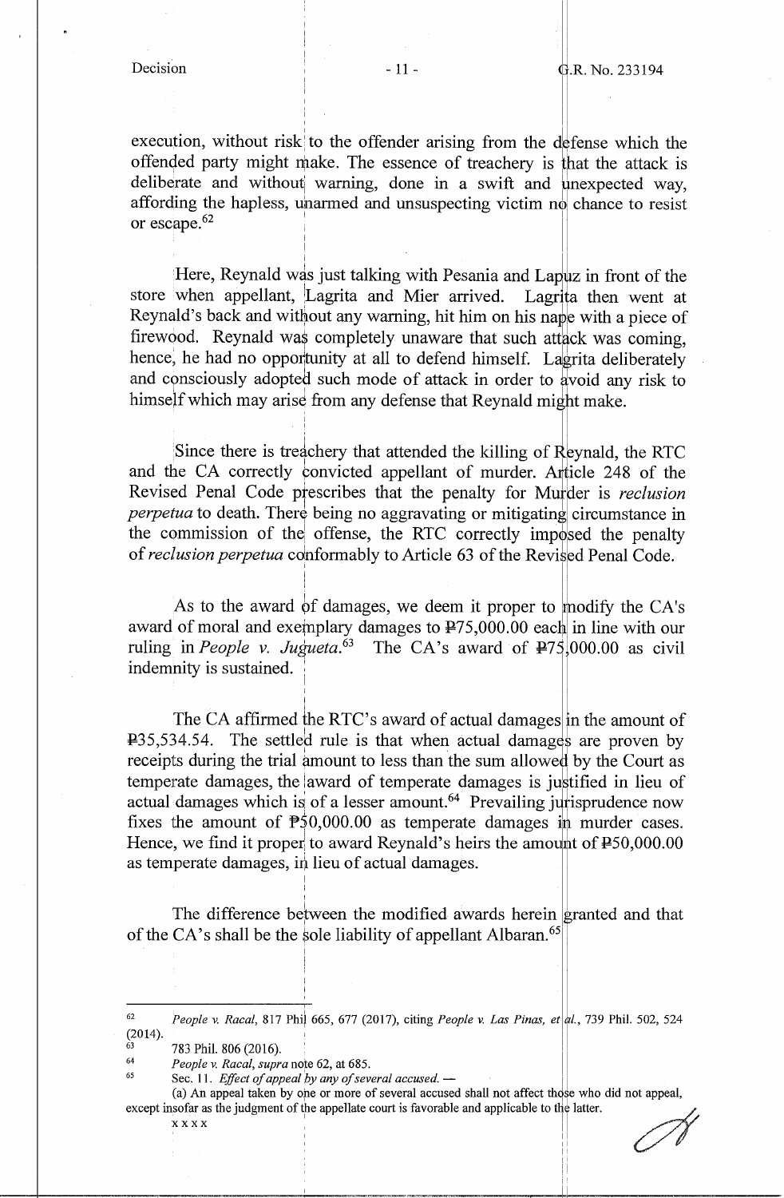execution, without risk to the offender arising from the defense which the offended party might make. The essence of treachery is that the attack is deliberate and without warning, done in a swift and unexpected way, affording the hapless, unarmed and unsuspecting victim no chance to resist or escape.[62]

Here, Reynald was just talking with Pesania and Lapuz in front of the store when appellant, Lagrita and Mier arrived. Lagrita then went at Reynald's back and without any warning, hit him on his nape with a piece of firewood. Reynald was completely unaware that such attack was coming, hence, he had no opportunity at all to defend himself. Lagrita deliberately and consciously adopted such mode of attack in order to avoid any risk to himself which may arise from any defense that Reynald might make.

Since there is treachery that attended the killing of Reynald, the RTC and the CA correctly convicted appellant of murder. Article 248 of the Revised Penal Code prescribes that the penalty for Murder is *reclusion perpetua* to death. There being no aggravating or mitigating circumstance in the commission of the offense, the RTC correctly imposed the penalty of *reclusion perpetua* conformably to Article 63 of the Revised Penal Code.

As to the award of damages, we deem it proper to modify the CA's award of moral and exemplary damages to ₱75,000.00 each in line with our ruling in *People v. Jugueta.*[63] The CA's award of ₱75,000.00 as civil indemnity is sustained.

The CA affirmed the RTC's award of actual damages in the amount of ₱35,534.54. The settled rule is that when actual damages are proven by receipts during the trial amount to less than the sum allowed by the Court as temperate damages, the award of temperate damages is justified in lieu of actual damages which is of a lesser amount.[64] Prevailing jurisprudence now fixes the amount of ₱50,000.00 as temperate damages in murder cases. Hence, we find it proper to award Reynald's heirs the amount of ₱50,000.00 as temperate damages, in lieu of actual damages.

The difference between the modified awards herein granted and that of the CA's shall be the sole liability of appellant Albaran.[65]

---

[62] *People v. Racal*, 817 Phil 665, 677 (2017), citing *People v. Las Pinas, et al.*, 739 Phil. 502, 524 (2014).

[63] 783 Phil. 806 (2016).

[64] *People v. Racal, supra* note 62, at 685.

[65] Sec. 11. *Effect of appeal by any of several accused.* —

(a) An appeal taken by one or more of several accused shall not affect those who did not appeal, except insofar as the judgment of the appellate court is favorable and applicable to the latter.

x x x x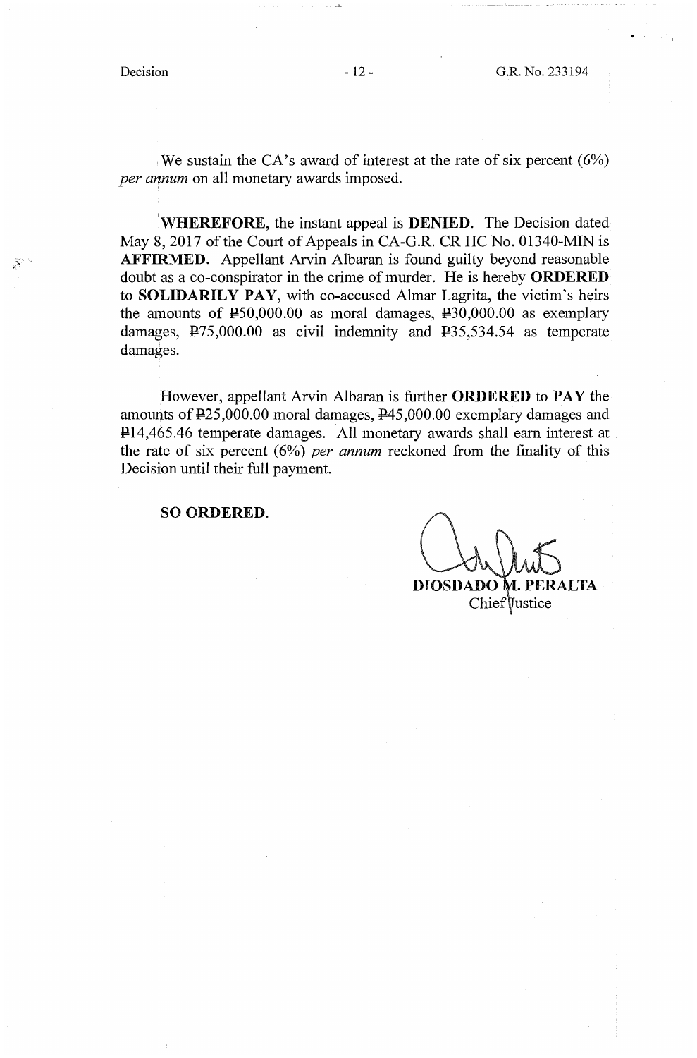We sustain the CA's award of interest at the rate of six percent (6%) *per annum* on all monetary awards imposed.

**WHEREFORE**, the instant appeal is **DENIED**. The Decision dated May 8, 2017 of the Court of Appeals in CA-G.R. CR HC No. 01340-MIN is **AFFIRMED.** Appellant Arvin Albaran is found guilty beyond reasonable doubt as a co-conspirator in the crime of murder. He is hereby **ORDERED** to **SOLIDARILY PAY**, with co-accused Almar Lagrita, the victim's heirs the amounts of ₱50,000.00 as moral damages, ₱30,000.00 as exemplary damages, ₱75,000.00 as civil indemnity and ₱35,534.54 as temperate damages.

However, appellant Arvin Albaran is further **ORDERED** to **PAY** the amounts of ₱25,000.00 moral damages, ₱45,000.00 exemplary damages and ₱14,465.46 temperate damages. All monetary awards shall earn interest at the rate of six percent (6%) *per annum* reckoned from the finality of this Decision until their full payment.

**SO ORDERED.**

**DIOSDADO M. PERALTA**
Chief Justice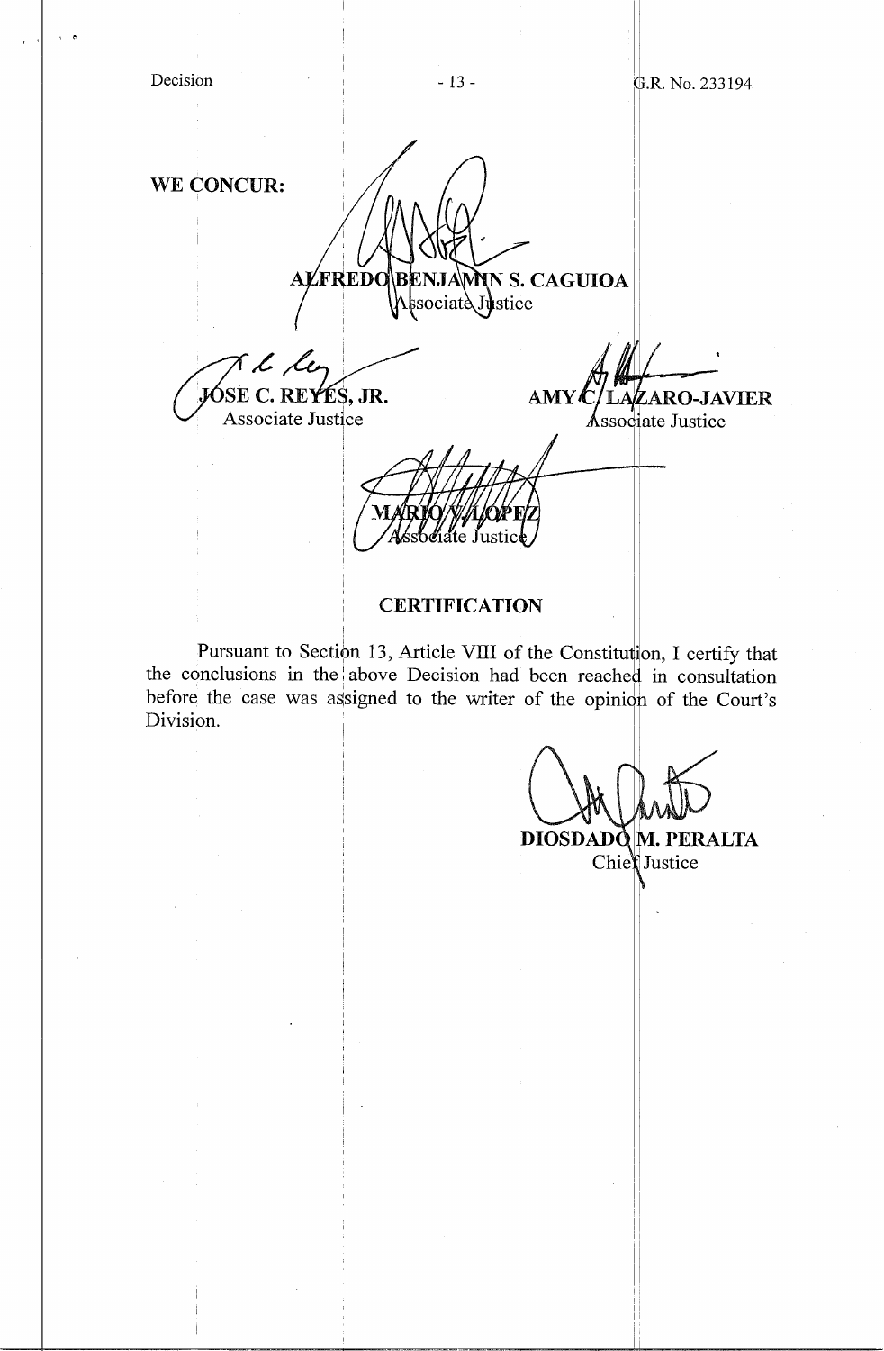**WE CONCUR:**

**ALFREDO BENJAMIN S. CAGUIOA**
Associate Justice

**JOSE C. REYES, JR.**
Associate Justice

**AMY C. LAZARO-JAVIER**
Associate Justice

**MARIO V. LOPEZ**
Associate Justice

## CERTIFICATION

Pursuant to Section 13, Article VIII of the Constitution, I certify that the conclusions in the above Decision had been reached in consultation before the case was assigned to the writer of the opinion of the Court's Division.

**DIOSDADO M. PERALTA**
Chief Justice